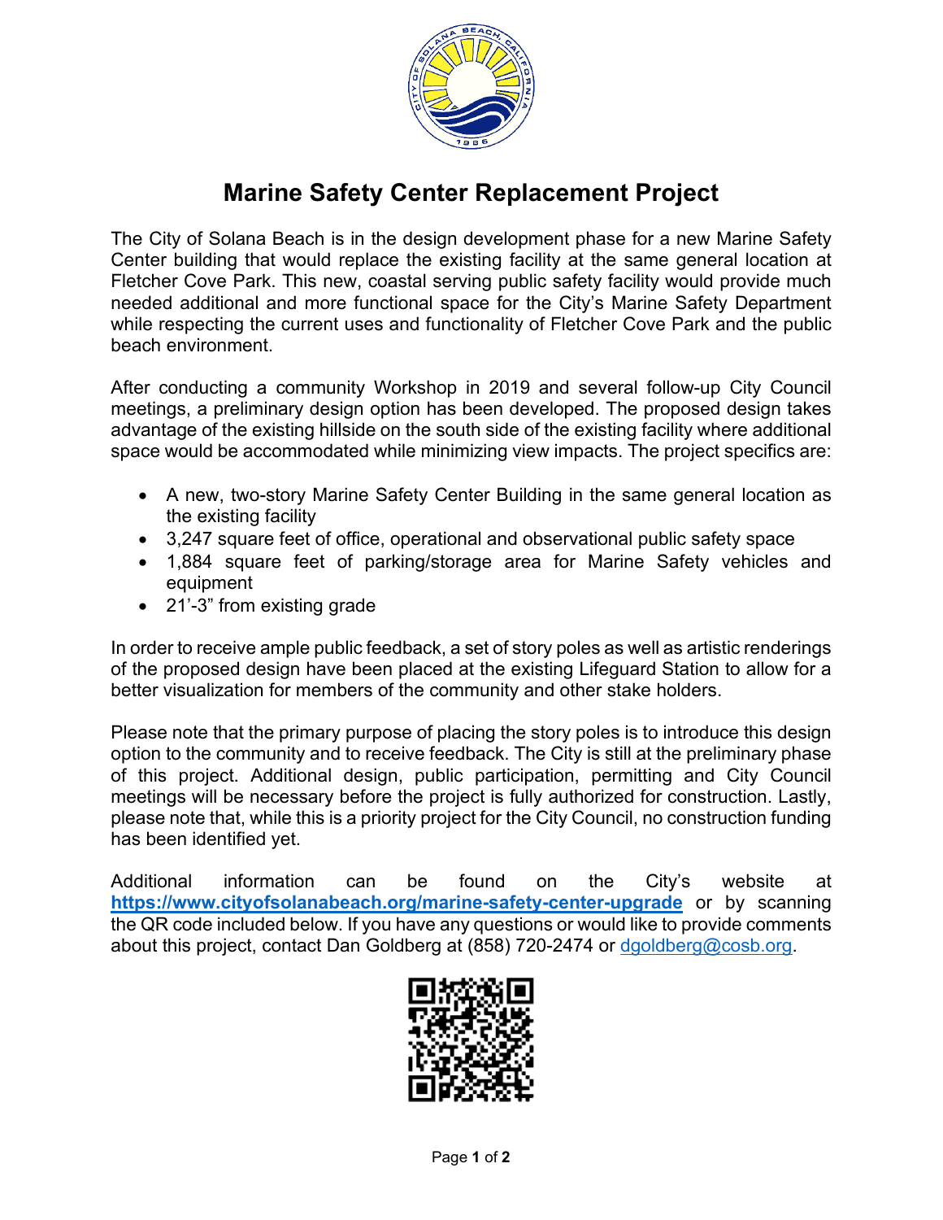# Marine Safety Center Replacement Project

The City of Solana Beach is in the design development phase for a new Marine Safety Center building that would replace the existing facility at the same general location at Fletcher Cove Park. This new, coastal serving public safety facility would provide much needed additional and more functional space for the City's Marine Safety Department while respecting the current uses and functionality of Fletcher Cove Park and the public beach environment.

After conducting a community Workshop in 2019 and several follow-up City Council meetings, a preliminary design option has been developed. The proposed design takes advantage of the existing hillside on the south side of the existing facility where additional space would be accommodated while minimizing view impacts. The project specifics are:

- A new, two-story Marine Safety Center Building in the same general location as the existing facility
- 3,247 square feet of office, operational and observational public safety space
- 1,884 square feet of parking/storage area for Marine Safety vehicles and equipment
- 21'-3" from existing grade

In order to receive ample public feedback, a set of story poles as well as artistic renderings of the proposed design have been placed at the existing Lifeguard Station to allow for a better visualization for members of the community and other stake holders.

Please note that the primary purpose of placing the story poles is to introduce this design option to the community and to receive feedback. The City is still at the preliminary phase of this project. Additional design, public participation, permitting and City Council meetings will be necessary before the project is fully authorized for construction. Lastly, please note that, while this is a priority project for the City Council, no construction funding has been identified yet.

Additional information can be found on the City's website at **https://www.cityofsolanabeach.org/marine-safety-center-upgrade** or by scanning the QR code included below. If you have any questions or would like to provide comments about this project, contact Dan Goldberg at (858) 720-2474 or dgoldberg@cosb.org.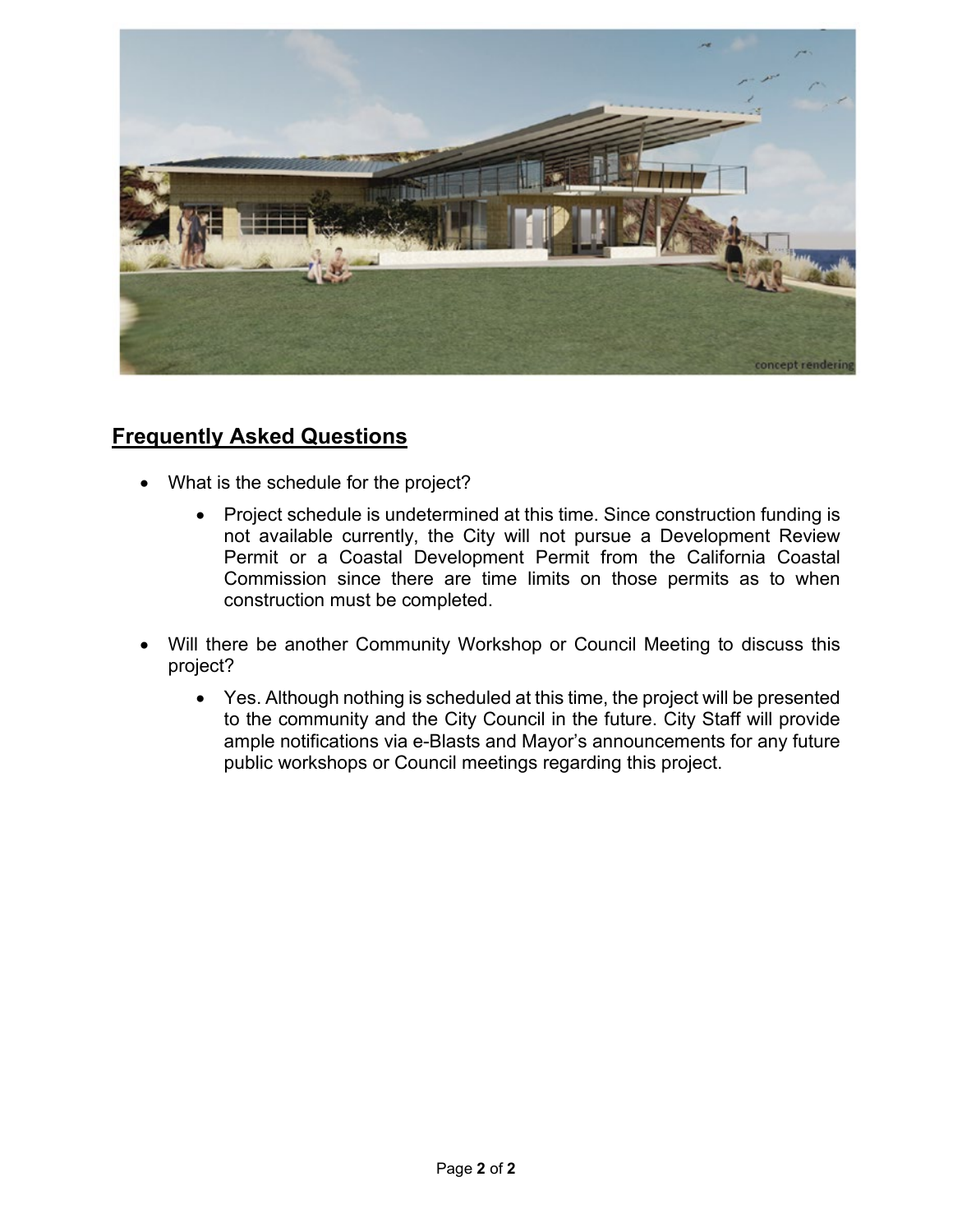## Frequently Asked Questions

- What is the schedule for the project?
  - Project schedule is undetermined at this time. Since construction funding is not available currently, the City will not pursue a Development Review Permit or a Coastal Development Permit from the California Coastal Commission since there are time limits on those permits as to when construction must be completed.

- Will there be another Community Workshop or Council Meeting to discuss this project?
  - Yes. Although nothing is scheduled at this time, the project will be presented to the community and the City Council in the future. City Staff will provide ample notifications via e-Blasts and Mayor's announcements for any future public workshops or Council meetings regarding this project.